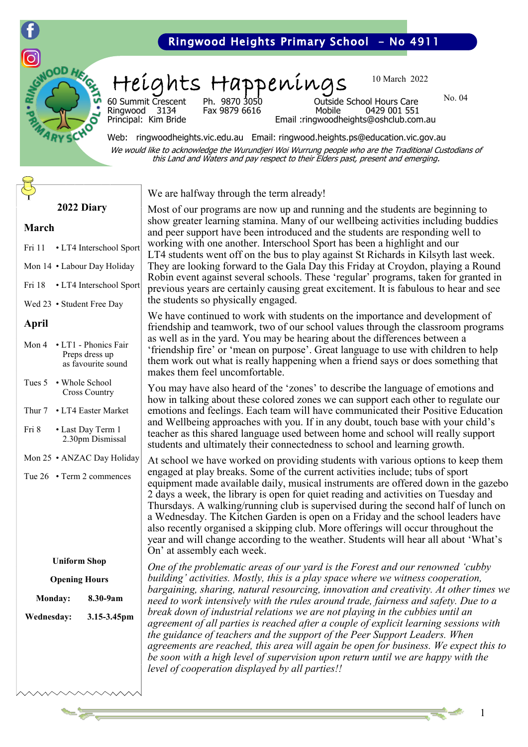Ringwood Heights Primary School – No 4911

# Heights Happenings

10 March 2022

No. 04

60 Summit Crescent
Ringwood 3134
Principal: Kim Bride

Ph. 9870 3050
Fax 9879 6616

Outside School Hours Care
Mobile 0429 001 551
Email :ringwoodheights@oshclub.com.au

Web: ringwoodheights.vic.edu.au Email: ringwood.heights.ps@education.vic.gov.au

*We would like to acknowledge the Wurundjeri Woi Wurrung people who are the Traditional Custodians of this Land and Waters and pay respect to their Elders past, present and emerging.*

We are halfway through the term already!

Most of our programs are now up and running and the students are beginning to show greater learning stamina. Many of our wellbeing activities including buddies and peer support have been introduced and the students are responding well to working with one another. Interschool Sport has been a highlight and our LT4 students went off on the bus to play against St Richards in Kilsyth last week. They are looking forward to the Gala Day this Friday at Croydon, playing a Round Robin event against several schools. These 'regular' programs, taken for granted in previous years are certainly causing great excitement. It is fabulous to hear and see the students so physically engaged.

We have continued to work with students on the importance and development of friendship and teamwork, two of our school values through the classroom programs as well as in the yard. You may be hearing about the differences between a 'friendship fire' or 'mean on purpose'. Great language to use with children to help them work out what is really happening when a friend says or does something that makes them feel uncomfortable.

You may also have heard of the 'zones' to describe the language of emotions and how in talking about these colored zones we can support each other to regulate our emotions and feelings. Each team will have communicated their Positive Education and Wellbeing approaches with you. If in any doubt, touch base with your child's teacher as this shared language used between home and school will really support students and ultimately their connectedness to school and learning growth.

At school we have worked on providing students with various options to keep them engaged at play breaks. Some of the current activities include; tubs of sport equipment made available daily, musical instruments are offered down in the gazebo 2 days a week, the library is open for quiet reading and activities on Tuesday and Thursdays. A walking/running club is supervised during the second half of lunch on a Wednesday. The Kitchen Garden is open on a Friday and the school leaders have also recently organised a skipping club. More offerings will occur throughout the year and will change according to the weather. Students will hear all about 'What's On' at assembly each week.

*One of the problematic areas of our yard is the Forest and our renowned 'cubby building' activities. Mostly, this is a play space where we witness cooperation, bargaining, sharing, natural resourcing, innovation and creativity. At other times we need to work intensively with the rules around trade, fairness and safety. Due to a break down of industrial relations we are not playing in the cubbies until an agreement of all parties is reached after a couple of explicit learning sessions with the guidance of teachers and the support of the Peer Support Leaders. When agreements are reached, this area will again be open for business. We expect this to be soon with a high level of supervision upon return until we are happy with the level of cooperation displayed by all parties!!*

## 2022 Diary

### March

- Fri 11 • LT4 Interschool Sport
- Mon 14 • Labour Day Holiday
- Fri 18 • LT4 Interschool Sport
- Wed 23 • Student Free Day

### April

- Mon 4 • LT1 - Phonics Fair Preps dress up as favourite sound
- Tues 5 • Whole School Cross Country
- Thur 7 • LT4 Easter Market
- Fri 8 • Last Day Term 1 2.30pm Dismissal
- Mon 25 • ANZAC Day Holiday
- Tue 26 • Term 2 commences

**Uniform Shop**

**Opening Hours**

**Monday:** 8.30-9am

**Wednesday:** 3.15-3.45pm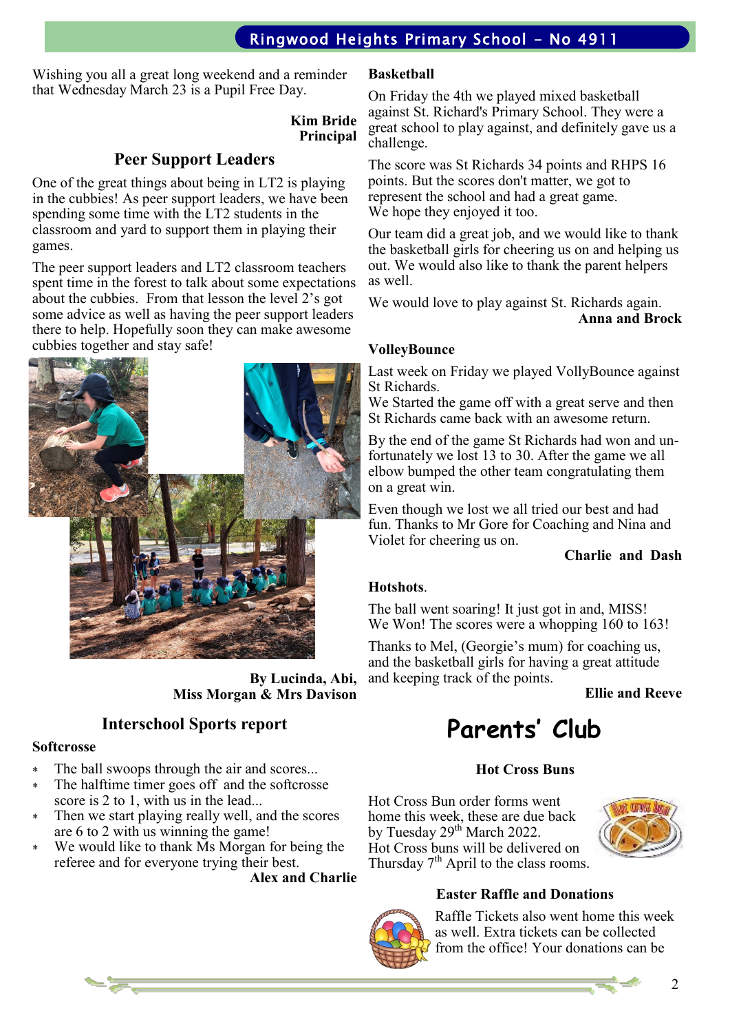Wishing you all a great long weekend and a reminder that Wednesday March 23 is a Pupil Free Day.

**Kim Bride**
**Principal**

## Peer Support Leaders

One of the great things about being in LT2 is playing in the cubbies! As peer support leaders, we have been spending some time with the LT2 students in the classroom and yard to support them in playing their games.

The peer support leaders and LT2 classroom teachers spent time in the forest to talk about some expectations about the cubbies. From that lesson the level 2's got some advice as well as having the peer support leaders there to help. Hopefully soon they can make awesome cubbies together and stay safe!

**By Lucinda, Abi,**
**Miss Morgan & Mrs Davison**

## Interschool Sports report

### Softcrosse

* The ball swoops through the air and scores...
* The halftime timer goes off and the softcrosse score is 2 to 1, with us in the lead...
* Then we start playing really well, and the scores are 6 to 2 with us winning the game!
* We would like to thank Ms Morgan for being the referee and for everyone trying their best.

**Alex and Charlie**

### Basketball

On Friday the 4th we played mixed basketball against St. Richard's Primary School. They were a great school to play against, and definitely gave us a challenge.

The score was St Richards 34 points and RHPS 16 points. But the scores don't matter, we got to represent the school and had a great game.
We hope they enjoyed it too.

Our team did a great job, and we would like to thank the basketball girls for cheering us on and helping us out. We would also like to thank the parent helpers as well.

We would love to play against St. Richards again.

**Anna and Brock**

### VolleyBounce

Last week on Friday we played VollyBounce against St Richards.
We Started the game off with a great serve and then St Richards came back with an awesome return.

By the end of the game St Richards had won and unfortunately we lost 13 to 30. After the game we all elbow bumped the other team congratulating them on a great win.

Even though we lost we all tried our best and had fun. Thanks to Mr Gore for Coaching and Nina and Violet for cheering us on.

**Charlie and Dash**

### Hotshots.

The ball went soaring! It just got in and, MISS!
We Won! The scores were a whopping 160 to 163!

Thanks to Mel, (Georgie's mum) for coaching us, and the basketball girls for having a great attitude and keeping track of the points.

**Ellie and Reeve**

# Parents' Club

### Hot Cross Buns

Hot Cross Bun order forms went home this week, these are due back by Tuesday 29th March 2022.
Hot Cross buns will be delivered on Thursday 7th April to the class rooms.

### Easter Raffle and Donations

Raffle Tickets also went home this week as well. Extra tickets can be collected from the office! Your donations can be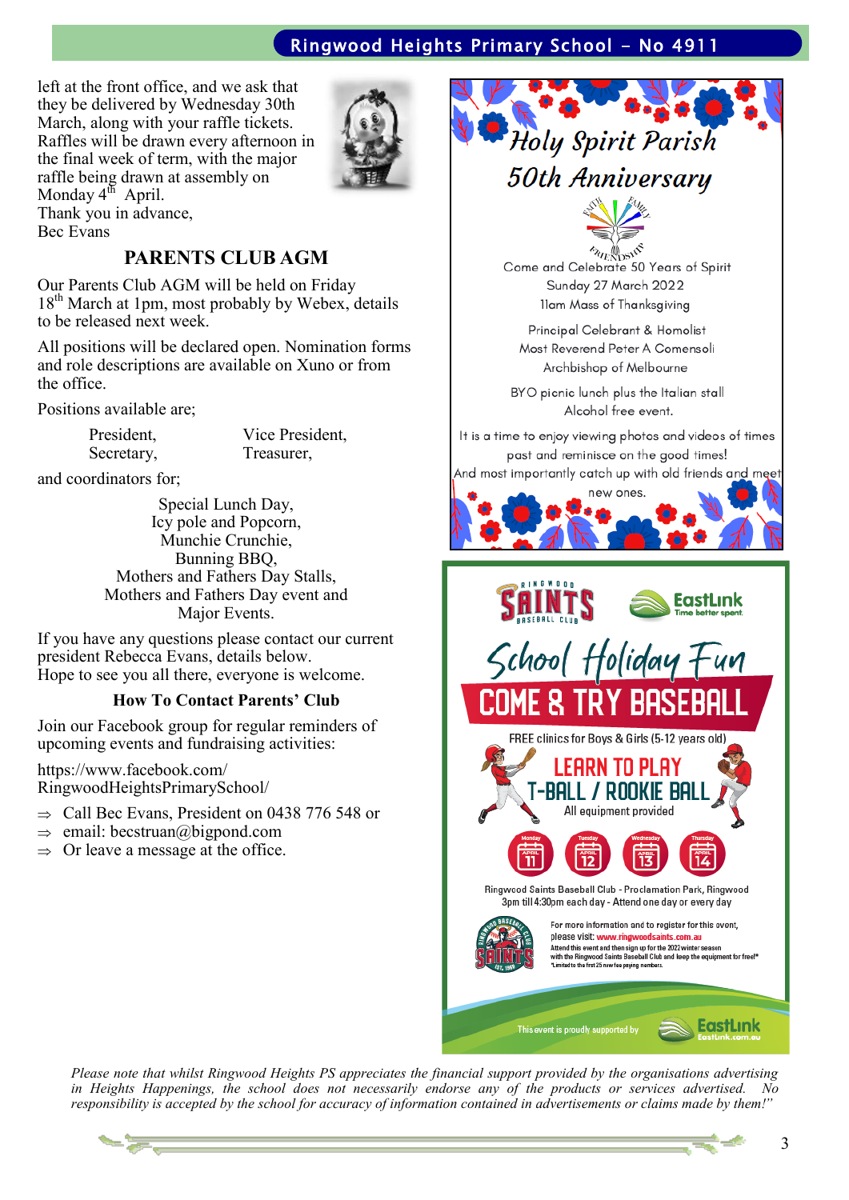left at the front office, and we ask that they be delivered by Wednesday 30th March, along with your raffle tickets. Raffles will be drawn every afternoon in the final week of term, with the major raffle being drawn at assembly on Monday 4th April.
Thank you in advance,
Bec Evans

## PARENTS CLUB AGM

Our Parents Club AGM will be held on Friday 18th March at 1pm, most probably by Webex, details to be released next week.

All positions will be declared open. Nomination forms and role descriptions are available on Xuno or from the office.

Positions available are;

President, Vice President,
Secretary, Treasurer,

and coordinators for;

Special Lunch Day,
Icy pole and Popcorn,
Munchie Crunchie,
Bunning BBQ,
Mothers and Fathers Day Stalls,
Mothers and Fathers Day event and
Major Events.

If you have any questions please contact our current president Rebecca Evans, details below.
Hope to see you all there, everyone is welcome.

### How To Contact Parents' Club

Join our Facebook group for regular reminders of upcoming events and fundraising activities:

https://www.facebook.com/RingwoodHeightsPrimarySchool/

- ⇒ Call Bec Evans, President on 0438 776 548 or
- ⇒ email: becstruan@bigpond.com
- ⇒ Or leave a message at the office.

## Holy Spirit Parish 50th Anniversary

FAITH FAMILY FRIENDSHIP

Come and Celebrate 50 Years of Spirit
Sunday 27 March 2022
11am Mass of Thanksgiving

Principal Celebrant & Homolist
Most Reverend Peter A Comensoli
Archbishop of Melbourne

BYO picnic lunch plus the Italian stall
Alcohol free event.

It is a time to enjoy viewing photos and videos of times past and reminisce on the good times!
And most importantly catch up with old friends and meet new ones.

RINGWOOD SAINTS BASEBALL CLUB
EastLink Time better spent.

## School Holiday Fun
## COME & TRY BASEBALL

FREE clinics for Boys & Girls (5-12 years old)

LEARN TO PLAY T-BALL / ROOKIE BALL

All equipment provided

Monday APRIL 11 · Tuesday APRIL 12 · Wednesday APRIL 13 · Thursday APRIL 14

Ringwood Saints Baseball Club - Proclamation Park, Ringwood
3pm till 4:30pm each day - Attend one day or every day

For more information and to register for this event, please visit: www.ringwoodsaints.com.au
Attend this event and then sign up for the 2022 winter season with the Ringwood Saints Baseball Club and keep the equipment for free!*
*Limited to the first 25 new fee paying members.

This event is proudly supported by EastLink EastLink.com.au

*Please note that whilst Ringwood Heights PS appreciates the financial support provided by the organisations advertising in Heights Happenings, the school does not necessarily endorse any of the products or services advertised. No responsibility is accepted by the school for accuracy of information contained in advertisements or claims made by them!"*